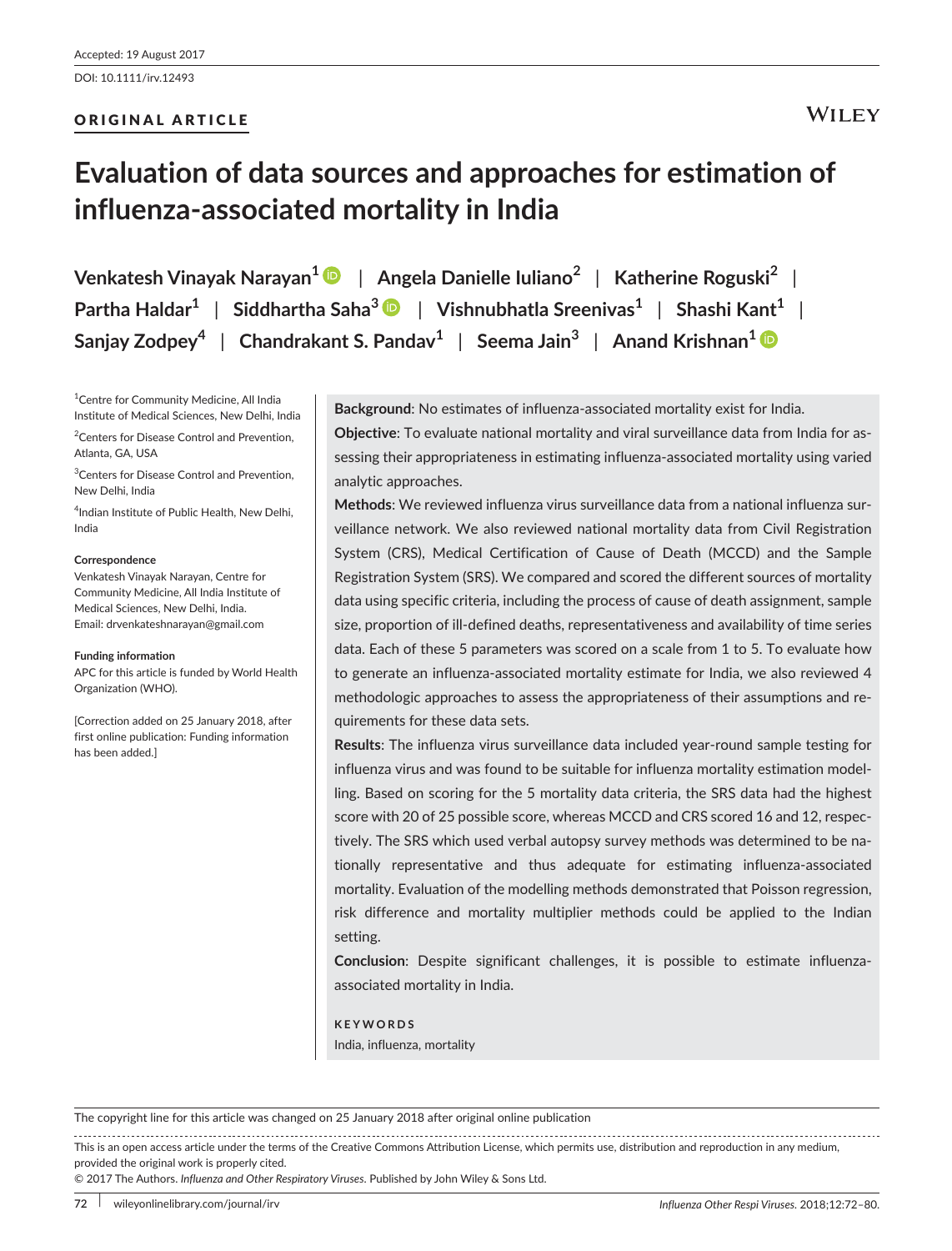Accepted: 19 August 2017

DOI: 10.1111/irv.12493

ORIGINAL ARTICLE

# Evaluation of data sources and approaches for estimation of influenza-associated mortality in India

**Venkatesh Vinayak Narayan[1] | Angela Danielle Iuliano[2] | Katherine Roguski[2] | Partha Haldar[1] | Siddhartha Saha[3] | Vishnubhatla Sreenivas[1] | Shashi Kant[1] | Sanjay Zodpey[4] | Chandrakant S. Pandav[1] | Seema Jain[3] | Anand Krishnan[1]**

[1]Centre for Community Medicine, All India Institute of Medical Sciences, New Delhi, India

[2]Centers for Disease Control and Prevention, Atlanta, GA, USA

[3]Centers for Disease Control and Prevention, New Delhi, India

[4]Indian Institute of Public Health, New Delhi, India

**Correspondence**
Venkatesh Vinayak Narayan, Centre for Community Medicine, All India Institute of Medical Sciences, New Delhi, India.
Email: drvenkateshnarayan@gmail.com

**Funding information**
APC for this article is funded by World Health Organization (WHO).

[Correction added on 25 January 2018, after first online publication: Funding information has been added.]

**Background**: No estimates of influenza-associated mortality exist for India.

**Objective**: To evaluate national mortality and viral surveillance data from India for assessing their appropriateness in estimating influenza-associated mortality using varied analytic approaches.

**Methods**: We reviewed influenza virus surveillance data from a national influenza surveillance network. We also reviewed national mortality data from Civil Registration System (CRS), Medical Certification of Cause of Death (MCCD) and the Sample Registration System (SRS). We compared and scored the different sources of mortality data using specific criteria, including the process of cause of death assignment, sample size, proportion of ill-defined deaths, representativeness and availability of time series data. Each of these 5 parameters was scored on a scale from 1 to 5. To evaluate how to generate an influenza-associated mortality estimate for India, we also reviewed 4 methodologic approaches to assess the appropriateness of their assumptions and requirements for these data sets.

**Results**: The influenza virus surveillance data included year-round sample testing for influenza virus and was found to be suitable for influenza mortality estimation modelling. Based on scoring for the 5 mortality data criteria, the SRS data had the highest score with 20 of 25 possible score, whereas MCCD and CRS scored 16 and 12, respectively. The SRS which used verbal autopsy survey methods was determined to be nationally representative and thus adequate for estimating influenza-associated mortality. Evaluation of the modelling methods demonstrated that Poisson regression, risk difference and mortality multiplier methods could be applied to the Indian setting.

**Conclusion**: Despite significant challenges, it is possible to estimate influenza-associated mortality in India.

**KEYWORDS**
India, influenza, mortality

The copyright line for this article was changed on 25 January 2018 after original online publication

This is an open access article under the terms of the Creative Commons Attribution License, which permits use, distribution and reproduction in any medium, provided the original work is properly cited.
© 2017 The Authors. *Influenza and Other Respiratory Viruses.* Published by John Wiley & Sons Ltd.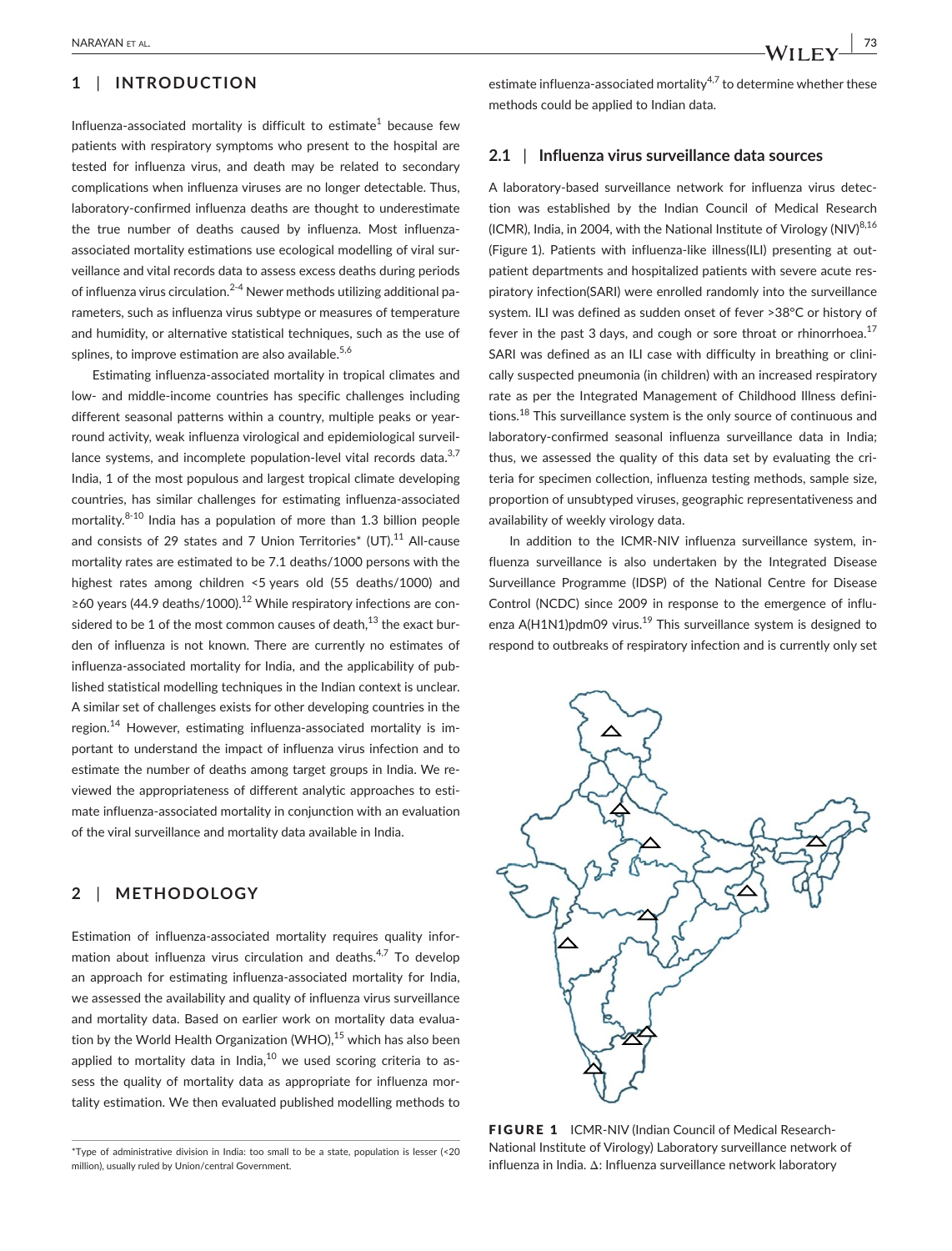## 1 | INTRODUCTION

Influenza-associated mortality is difficult to estimate[1] because few patients with respiratory symptoms who present to the hospital are tested for influenza virus, and death may be related to secondary complications when influenza viruses are no longer detectable. Thus, laboratory-confirmed influenza deaths are thought to underestimate the true number of deaths caused by influenza. Most influenza-associated mortality estimations use ecological modelling of viral surveillance and vital records data to assess excess deaths during periods of influenza virus circulation.[2-4] Newer methods utilizing additional parameters, such as influenza virus subtype or measures of temperature and humidity, or alternative statistical techniques, such as the use of splines, to improve estimation are also available.[5,6]

Estimating influenza-associated mortality in tropical climates and low- and middle-income countries has specific challenges including different seasonal patterns within a country, multiple peaks or year-round activity, weak influenza virological and epidemiological surveillance systems, and incomplete population-level vital records data.[3,7] India, 1 of the most populous and largest tropical climate developing countries, has similar challenges for estimating influenza-associated mortality.[8-10] India has a population of more than 1.3 billion people and consists of 29 states and 7 Union Territories* (UT).[11] All-cause mortality rates are estimated to be 7.1 deaths/1000 persons with the highest rates among children <5 years old (55 deaths/1000) and ≥60 years (44.9 deaths/1000).[12] While respiratory infections are considered to be 1 of the most common causes of death,[13] the exact burden of influenza is not known. There are currently no estimates of influenza-associated mortality for India, and the applicability of published statistical modelling techniques in the Indian context is unclear. A similar set of challenges exists for other developing countries in the region.[14] However, estimating influenza-associated mortality is important to understand the impact of influenza virus infection and to estimate the number of deaths among target groups in India. We reviewed the appropriateness of different analytic approaches to estimate influenza-associated mortality in conjunction with an evaluation of the viral surveillance and mortality data available in India.

## 2 | METHODOLOGY

Estimation of influenza-associated mortality requires quality information about influenza virus circulation and deaths.[4,7] To develop an approach for estimating influenza-associated mortality for India, we assessed the availability and quality of influenza virus surveillance and mortality data. Based on earlier work on mortality data evaluation by the World Health Organization (WHO),[15] which has also been applied to mortality data in India,[10] we used scoring criteria to assess the quality of mortality data as appropriate for influenza mortality estimation. We then evaluated published modelling methods to estimate influenza-associated mortality[4,7] to determine whether these methods could be applied to Indian data.

### 2.1 | Influenza virus surveillance data sources

A laboratory-based surveillance network for influenza virus detection was established by the Indian Council of Medical Research (ICMR), India, in 2004, with the National Institute of Virology (NIV)[8,16] (Figure 1). Patients with influenza-like illness(ILI) presenting at outpatient departments and hospitalized patients with severe acute respiratory infection(SARI) were enrolled randomly into the surveillance system. ILI was defined as sudden onset of fever >38°C or history of fever in the past 3 days, and cough or sore throat or rhinorrhoea.[17] SARI was defined as an ILI case with difficulty in breathing or clinically suspected pneumonia (in children) with an increased respiratory rate as per the Integrated Management of Childhood Illness definitions.[18] This surveillance system is the only source of continuous and laboratory-confirmed seasonal influenza surveillance data in India; thus, we assessed the quality of this data set by evaluating the criteria for specimen collection, influenza testing methods, sample size, proportion of unsubtyped viruses, geographic representativeness and availability of weekly virology data.

In addition to the ICMR-NIV influenza surveillance system, influenza surveillance is also undertaken by the Integrated Disease Surveillance Programme (IDSP) of the National Centre for Disease Control (NCDC) since 2009 in response to the emergence of influenza A(H1N1)pdm09 virus.[19] This surveillance system is designed to respond to outbreaks of respiratory infection and is currently only set

**FIGURE 1** ICMR-NIV (Indian Council of Medical Research-National Institute of Virology) Laboratory surveillance network of influenza in India. Δ: Influenza surveillance network laboratory

*Type of administrative division in India: too small to be a state, population is lesser (<20 million), usually ruled by Union/central Government.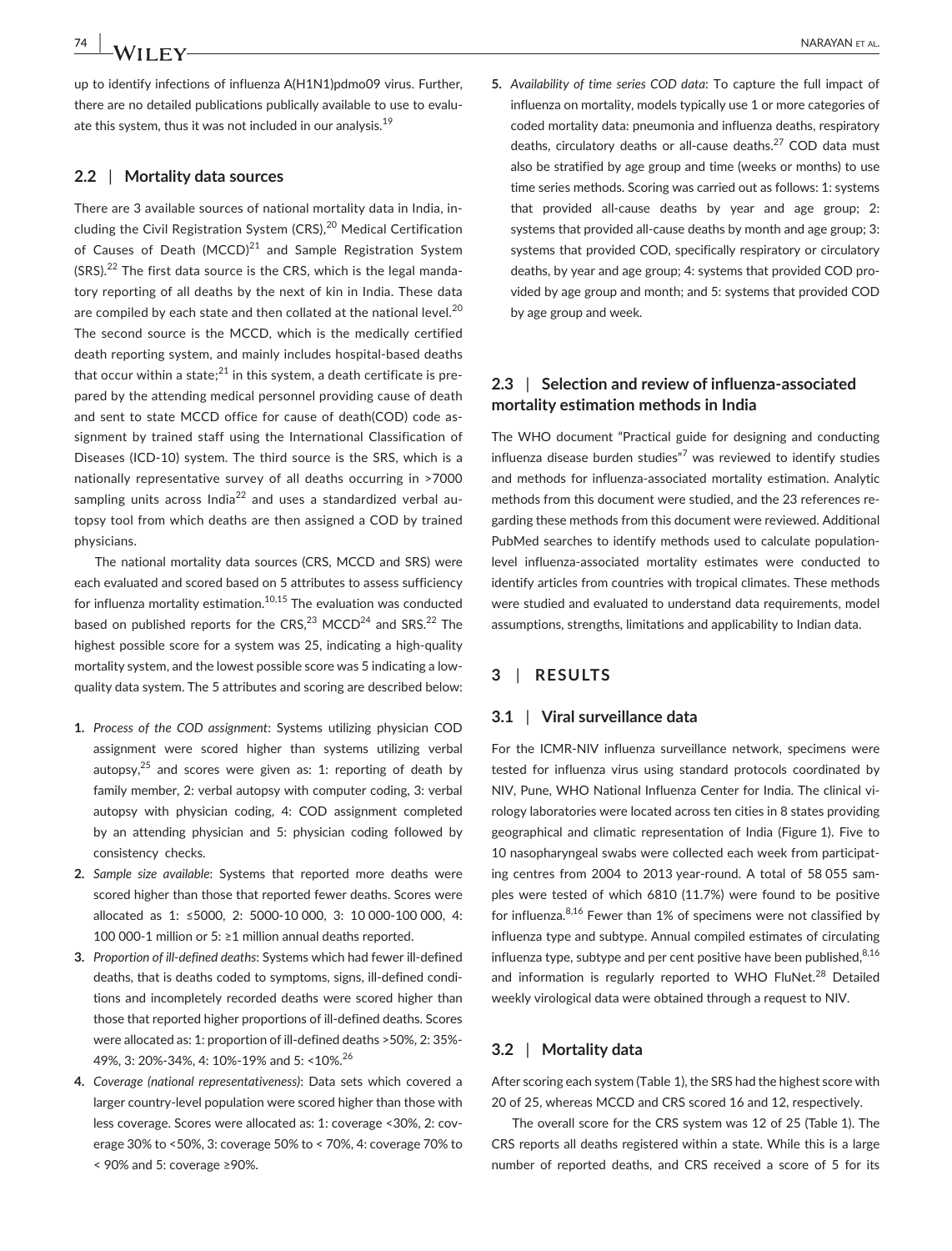up to identify infections of influenza A(H1N1)pdmo09 virus. Further, there are no detailed publications publically available to use to evaluate this system, thus it was not included in our analysis.[19]

### 2.2 | Mortality data sources

There are 3 available sources of national mortality data in India, including the Civil Registration System (CRS),[20] Medical Certification of Causes of Death (MCCD)[21] and Sample Registration System (SRS).[22] The first data source is the CRS, which is the legal mandatory reporting of all deaths by the next of kin in India. These data are compiled by each state and then collated at the national level.[20] The second source is the MCCD, which is the medically certified death reporting system, and mainly includes hospital-based deaths that occur within a state;[21] in this system, a death certificate is prepared by the attending medical personnel providing cause of death and sent to state MCCD office for cause of death(COD) code assignment by trained staff using the International Classification of Diseases (ICD-10) system. The third source is the SRS, which is a nationally representative survey of all deaths occurring in >7000 sampling units across India[22] and uses a standardized verbal autopsy tool from which deaths are then assigned a COD by trained physicians.

The national mortality data sources (CRS, MCCD and SRS) were each evaluated and scored based on 5 attributes to assess sufficiency for influenza mortality estimation.[10,15] The evaluation was conducted based on published reports for the CRS,[23] MCCD[24] and SRS.[22] The highest possible score for a system was 25, indicating a high-quality mortality system, and the lowest possible score was 5 indicating a low-quality data system. The 5 attributes and scoring are described below:

1. *Process of the COD assignment*: Systems utilizing physician COD assignment were scored higher than systems utilizing verbal autopsy,[25] and scores were given as: 1: reporting of death by family member, 2: verbal autopsy with computer coding, 3: verbal autopsy with physician coding, 4: COD assignment completed by an attending physician and 5: physician coding followed by consistency checks.
2. *Sample size available*: Systems that reported more deaths were scored higher than those that reported fewer deaths. Scores were allocated as 1: ≤5000, 2: 5000-10 000, 3: 10 000-100 000, 4: 100 000-1 million or 5: ≥1 million annual deaths reported.
3. *Proportion of ill-defined deaths*: Systems which had fewer ill-defined deaths, that is deaths coded to symptoms, signs, ill-defined conditions and incompletely recorded deaths were scored higher than those that reported higher proportions of ill-defined deaths. Scores were allocated as: 1: proportion of ill-defined deaths >50%, 2: 35%-49%, 3: 20%-34%, 4: 10%-19% and 5: <10%.[26]
4. *Coverage (national representativeness)*: Data sets which covered a larger country-level population were scored higher than those with less coverage. Scores were allocated as: 1: coverage <30%, 2: coverage 30% to <50%, 3: coverage 50% to < 70%, 4: coverage 70% to < 90% and 5: coverage ≥90%.
5. *Availability of time series COD data*: To capture the full impact of influenza on mortality, models typically use 1 or more categories of coded mortality data: pneumonia and influenza deaths, respiratory deaths, circulatory deaths or all-cause deaths.[27] COD data must also be stratified by age group and time (weeks or months) to use time series methods. Scoring was carried out as follows: 1: systems that provided all-cause deaths by year and age group; 2: systems that provided all-cause deaths by month and age group; 3: systems that provided COD, specifically respiratory or circulatory deaths, by year and age group; 4: systems that provided COD provided by age group and month; and 5: systems that provided COD by age group and week.

### 2.3 | Selection and review of influenza-associated mortality estimation methods in India

The WHO document "Practical guide for designing and conducting influenza disease burden studies"[7] was reviewed to identify studies and methods for influenza-associated mortality estimation. Analytic methods from this document were studied, and the 23 references regarding these methods from this document were reviewed. Additional PubMed searches to identify methods used to calculate population-level influenza-associated mortality estimates were conducted to identify articles from countries with tropical climates. These methods were studied and evaluated to understand data requirements, model assumptions, strengths, limitations and applicability to Indian data.

## 3 | RESULTS

### 3.1 | Viral surveillance data

For the ICMR-NIV influenza surveillance network, specimens were tested for influenza virus using standard protocols coordinated by NIV, Pune, WHO National Influenza Center for India. The clinical virology laboratories were located across ten cities in 8 states providing geographical and climatic representation of India (Figure 1). Five to 10 nasopharyngeal swabs were collected each week from participating centres from 2004 to 2013 year-round. A total of 58 055 samples were tested of which 6810 (11.7%) were found to be positive for influenza.[8,16] Fewer than 1% of specimens were not classified by influenza type and subtype. Annual compiled estimates of circulating influenza type, subtype and per cent positive have been published,[8,16] and information is regularly reported to WHO FluNet.[28] Detailed weekly virological data were obtained through a request to NIV.

### 3.2 | Mortality data

After scoring each system (Table 1), the SRS had the highest score with 20 of 25, whereas MCCD and CRS scored 16 and 12, respectively.

The overall score for the CRS system was 12 of 25 (Table 1). The CRS reports all deaths registered within a state. While this is a large number of reported deaths, and CRS received a score of 5 for its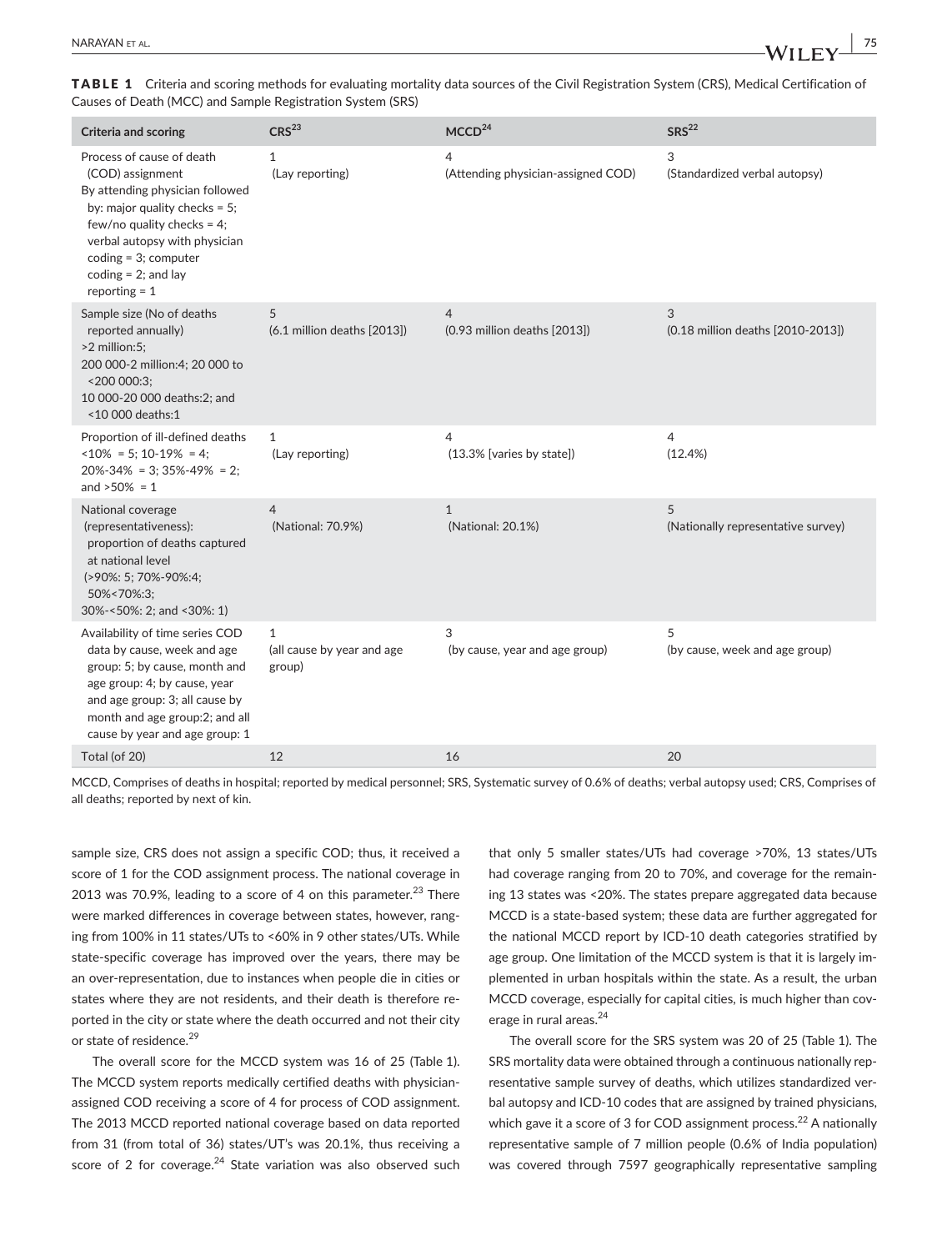**TABLE 1** Criteria and scoring methods for evaluating mortality data sources of the Civil Registration System (CRS), Medical Certification of Causes of Death (MCC) and Sample Registration System (SRS)

| Criteria and scoring | CRS[23] | MCCD[24] | SRS[22] |
|---|---|---|---|
| Process of cause of death (COD) assignment By attending physician followed by: major quality checks = 5; few/no quality checks = 4; verbal autopsy with physician coding = 3; computer coding = 2; and lay reporting = 1 | 1 (Lay reporting) | 4 (Attending physician-assigned COD) | 3 (Standardized verbal autopsy) |
| Sample size (No of deaths reported annually) >2 million:5; 200 000-2 million:4; 20 000 to <200 000:3; 10 000-20 000 deaths:2; and <10 000 deaths:1 | 5 (6.1 million deaths [2013]) | 4 (0.93 million deaths [2013]) | 3 (0.18 million deaths [2010-2013]) |
| Proportion of ill-defined deaths <10% = 5; 10-19% = 4; 20%-34% = 3; 35%-49% = 2; and >50% = 1 | 1 (Lay reporting) | 4 (13.3% [varies by state]) | 4 (12.4%) |
| National coverage (representativeness): proportion of deaths captured at national level (>90%: 5; 70%-90%:4; 50%<70%:3; 30%-<50%: 2; and <30%: 1) | 4 (National: 70.9%) | 1 (National: 20.1%) | 5 (Nationally representative survey) |
| Availability of time series COD data by cause, week and age group: 5; by cause, month and age group: 4; by cause, year and age group: 3; all cause by month and age group:2; and all cause by year and age group: 1 | 1 (all cause by year and age group) | 3 (by cause, year and age group) | 5 (by cause, week and age group) |
| Total (of 20) | 12 | 16 | 20 |

MCCD, Comprises of deaths in hospital; reported by medical personnel; SRS, Systematic survey of 0.6% of deaths; verbal autopsy used; CRS, Comprises of all deaths; reported by next of kin.

sample size, CRS does not assign a specific COD; thus, it received a score of 1 for the COD assignment process. The national coverage in 2013 was 70.9%, leading to a score of 4 on this parameter.[23] There were marked differences in coverage between states, however, ranging from 100% in 11 states/UTs to <60% in 9 other states/UTs. While state-specific coverage has improved over the years, there may be an over-representation, due to instances when people die in cities or states where they are not residents, and their death is therefore reported in the city or state where the death occurred and not their city or state of residence.[29]

The overall score for the MCCD system was 16 of 25 (Table 1). The MCCD system reports medically certified deaths with physician-assigned COD receiving a score of 4 for process of COD assignment. The 2013 MCCD reported national coverage based on data reported from 31 (from total of 36) states/UT's was 20.1%, thus receiving a score of 2 for coverage.[24] State variation was also observed such that only 5 smaller states/UTs had coverage >70%, 13 states/UTs had coverage ranging from 20 to 70%, and coverage for the remaining 13 states was <20%. The states prepare aggregated data because MCCD is a state-based system; these data are further aggregated for the national MCCD report by ICD-10 death categories stratified by age group. One limitation of the MCCD system is that it is largely implemented in urban hospitals within the state. As a result, the urban MCCD coverage, especially for capital cities, is much higher than coverage in rural areas.[24]

The overall score for the SRS system was 20 of 25 (Table 1). The SRS mortality data were obtained through a continuous nationally representative sample survey of deaths, which utilizes standardized verbal autopsy and ICD-10 codes that are assigned by trained physicians, which gave it a score of 3 for COD assignment process.[22] A nationally representative sample of 7 million people (0.6% of India population) was covered through 7597 geographically representative sampling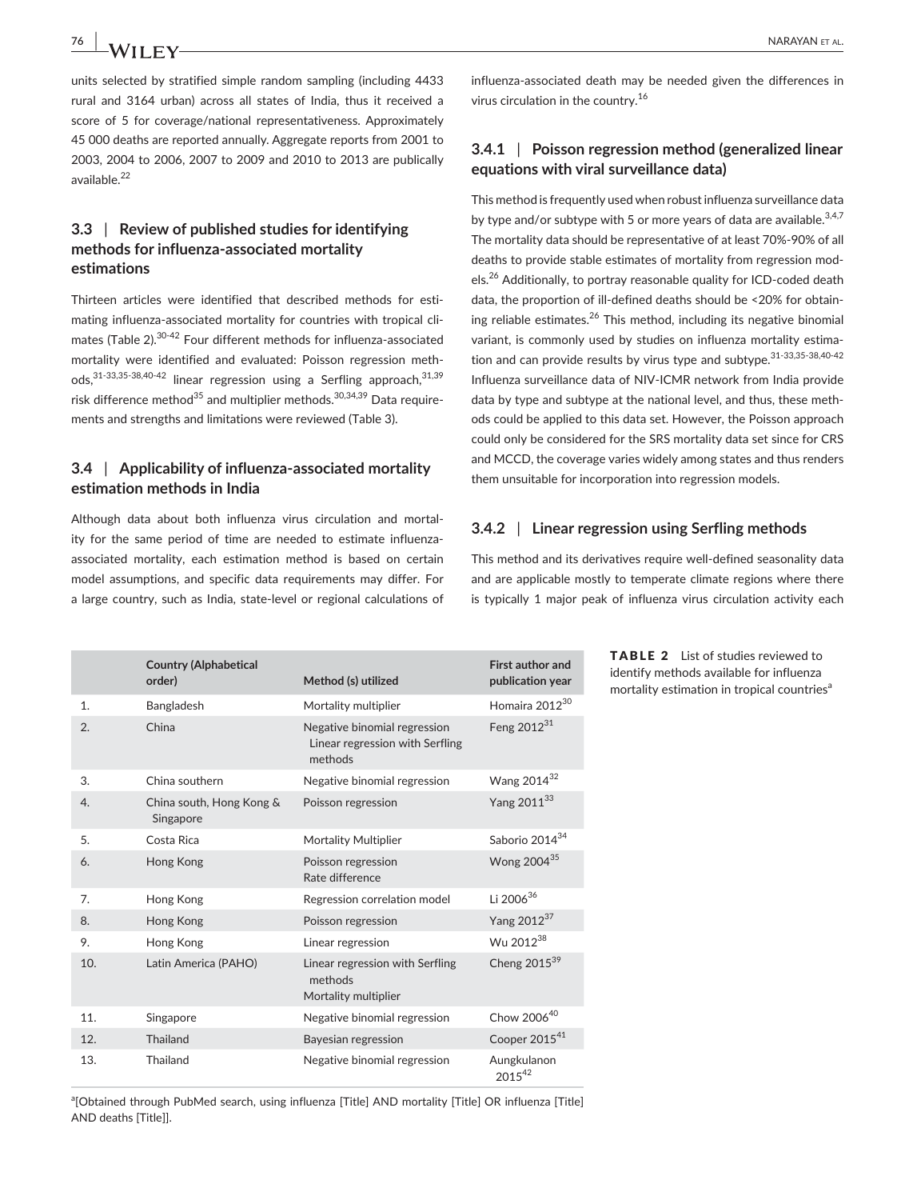units selected by stratified simple random sampling (including 4433 rural and 3164 urban) across all states of India, thus it received a score of 5 for coverage/national representativeness. Approximately 45 000 deaths are reported annually. Aggregate reports from 2001 to 2003, 2004 to 2006, 2007 to 2009 and 2010 to 2013 are publically available.[22]

### 3.3 | Review of published studies for identifying methods for influenza-associated mortality estimations

Thirteen articles were identified that described methods for estimating influenza-associated mortality for countries with tropical climates (Table 2).[30-42] Four different methods for influenza-associated mortality were identified and evaluated: Poisson regression methods,[31-33,35-38,40-42] linear regression using a Serfling approach,[31,39] risk difference method[35] and multiplier methods.[30,34,39] Data requirements and strengths and limitations were reviewed (Table 3).

### 3.4 | Applicability of influenza-associated mortality estimation methods in India

Although data about both influenza virus circulation and mortality for the same period of time are needed to estimate influenza-associated mortality, each estimation method is based on certain model assumptions, and specific data requirements may differ. For a large country, such as India, state-level or regional calculations of influenza-associated death may be needed given the differences in virus circulation in the country.[16]

#### 3.4.1 | Poisson regression method (generalized linear equations with viral surveillance data)

This method is frequently used when robust influenza surveillance data by type and/or subtype with 5 or more years of data are available.[3,4,7] The mortality data should be representative of at least 70%-90% of all deaths to provide stable estimates of mortality from regression models.[26] Additionally, to portray reasonable quality for ICD-coded death data, the proportion of ill-defined deaths should be <20% for obtaining reliable estimates.[26] This method, including its negative binomial variant, is commonly used by studies on influenza mortality estimation and can provide results by virus type and subtype.[31-33,35-38,40-42] Influenza surveillance data of NIV-ICMR network from India provide data by type and subtype at the national level, and thus, these methods could be applied to this data set. However, the Poisson approach could only be considered for the SRS mortality data set since for CRS and MCCD, the coverage varies widely among states and thus renders them unsuitable for incorporation into regression models.

#### 3.4.2 | Linear regression using Serfling methods

This method and its derivatives require well-defined seasonality data and are applicable mostly to temperate climate regions where there is typically 1 major peak of influenza virus circulation activity each

**TABLE 2** List of studies reviewed to identify methods available for influenza mortality estimation in tropical countries[a]

| | Country (Alphabetical order) | Method (s) utilized | First author and publication year |
|---|---|---|---|
| 1. | Bangladesh | Mortality multiplier | Homaira 2012[30] |
| 2. | China | Negative binomial regression<br>Linear regression with Serfling methods | Feng 2012[31] |
| 3. | China southern | Negative binomial regression | Wang 2014[32] |
| 4. | China south, Hong Kong & Singapore | Poisson regression | Yang 2011[33] |
| 5. | Costa Rica | Mortality Multiplier | Saborio 2014[34] |
| 6. | Hong Kong | Poisson regression<br>Rate difference | Wong 2004[35] |
| 7. | Hong Kong | Regression correlation model | Li 2006[36] |
| 8. | Hong Kong | Poisson regression | Yang 2012[37] |
| 9. | Hong Kong | Linear regression | Wu 2012[38] |
| 10. | Latin America (PAHO) | Linear regression with Serfling methods<br>Mortality multiplier | Cheng 2015[39] |
| 11. | Singapore | Negative binomial regression | Chow 2006[40] |
| 12. | Thailand | Bayesian regression | Cooper 2015[41] |
| 13. | Thailand | Negative binomial regression | Aungkulanon 2015[42] |

[a][Obtained through PubMed search, using influenza [Title] AND mortality [Title] OR influenza [Title] AND deaths [Title]].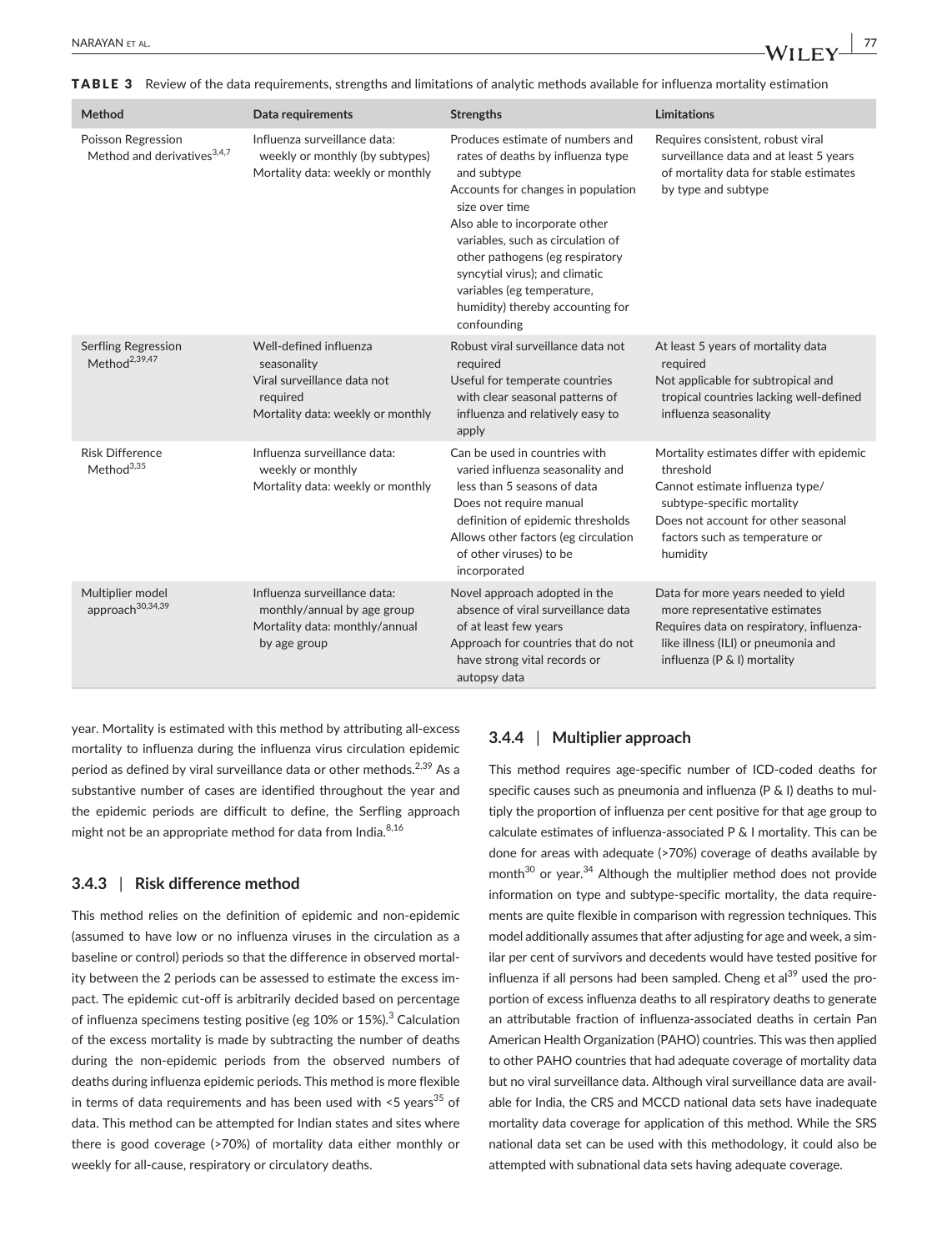**TABLE 3** Review of the data requirements, strengths and limitations of analytic methods available for influenza mortality estimation

| Method | Data requirements | Strengths | Limitations |
|---|---|---|---|
| Poisson Regression Method and derivatives[3,4,7] | Influenza surveillance data: weekly or monthly (by subtypes)<br>Mortality data: weekly or monthly | Produces estimate of numbers and rates of deaths by influenza type and subtype<br>Accounts for changes in population size over time<br>Also able to incorporate other variables, such as circulation of other pathogens (eg respiratory syncytial virus); and climatic variables (eg temperature, humidity) thereby accounting for confounding | Requires consistent, robust viral surveillance data and at least 5 years of mortality data for stable estimates by type and subtype |
| Serfling Regression Method[2,39,47] | Well-defined influenza seasonality<br>Viral surveillance data not required<br>Mortality data: weekly or monthly | Robust viral surveillance data not required<br>Useful for temperate countries with clear seasonal patterns of influenza and relatively easy to apply | At least 5 years of mortality data required<br>Not applicable for subtropical and tropical countries lacking well-defined influenza seasonality |
| Risk Difference Method[3,35] | Influenza surveillance data: weekly or monthly<br>Mortality data: weekly or monthly | Can be used in countries with varied influenza seasonality and less than 5 seasons of data<br>Does not require manual definition of epidemic thresholds<br>Allows other factors (eg circulation of other viruses) to be incorporated | Mortality estimates differ with epidemic threshold<br>Cannot estimate influenza type/subtype-specific mortality<br>Does not account for other seasonal factors such as temperature or humidity |
| Multiplier model approach[30,34,39] | Influenza surveillance data: monthly/annual by age group<br>Mortality data: monthly/annual by age group | Novel approach adopted in the absence of viral surveillance data of at least few years<br>Approach for countries that do not have strong vital records or autopsy data | Data for more years needed to yield more representative estimates<br>Requires data on respiratory, influenza-like illness (ILI) or pneumonia and influenza (P & I) mortality |

year. Mortality is estimated with this method by attributing all-excess mortality to influenza during the influenza virus circulation epidemic period as defined by viral surveillance data or other methods.[2,39] As a substantive number of cases are identified throughout the year and the epidemic periods are difficult to define, the Serfling approach might not be an appropriate method for data from India.[8,16]

### 3.4.3 | Risk difference method

This method relies on the definition of epidemic and non-epidemic (assumed to have low or no influenza viruses in the circulation as a baseline or control) periods so that the difference in observed mortality between the 2 periods can be assessed to estimate the excess impact. The epidemic cut-off is arbitrarily decided based on percentage of influenza specimens testing positive (eg 10% or 15%).[3] Calculation of the excess mortality is made by subtracting the number of deaths during the non-epidemic periods from the observed numbers of deaths during influenza epidemic periods. This method is more flexible in terms of data requirements and has been used with <5 years[35] of data. This method can be attempted for Indian states and sites where there is good coverage (>70%) of mortality data either monthly or weekly for all-cause, respiratory or circulatory deaths.

### 3.4.4 | Multiplier approach

This method requires age-specific number of ICD-coded deaths for specific causes such as pneumonia and influenza (P & I) deaths to multiply the proportion of influenza per cent positive for that age group to calculate estimates of influenza-associated P & I mortality. This can be done for areas with adequate (>70%) coverage of deaths available by month[30] or year.[34] Although the multiplier method does not provide information on type and subtype-specific mortality, the data requirements are quite flexible in comparison with regression techniques. This model additionally assumes that after adjusting for age and week, a similar per cent of survivors and decedents would have tested positive for influenza if all persons had been sampled. Cheng et al[39] used the proportion of excess influenza deaths to all respiratory deaths to generate an attributable fraction of influenza-associated deaths in certain Pan American Health Organization (PAHO) countries. This was then applied to other PAHO countries that had adequate coverage of mortality data but no viral surveillance data. Although viral surveillance data are available for India, the CRS and MCCD national data sets have inadequate mortality data coverage for application of this method. While the SRS national data set can be used with this methodology, it could also be attempted with subnational data sets having adequate coverage.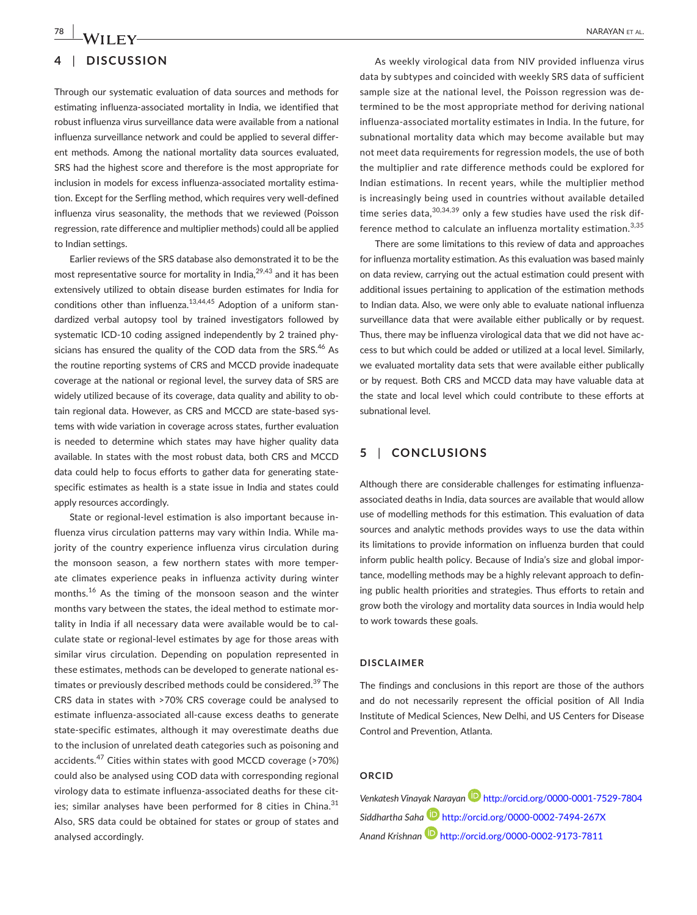## 4 | DISCUSSION

Through our systematic evaluation of data sources and methods for estimating influenza-associated mortality in India, we identified that robust influenza virus surveillance data were available from a national influenza surveillance network and could be applied to several different methods. Among the national mortality data sources evaluated, SRS had the highest score and therefore is the most appropriate for inclusion in models for excess influenza-associated mortality estimation. Except for the Serfling method, which requires very well-defined influenza virus seasonality, the methods that we reviewed (Poisson regression, rate difference and multiplier methods) could all be applied to Indian settings.

Earlier reviews of the SRS database also demonstrated it to be the most representative source for mortality in India,[29,43] and it has been extensively utilized to obtain disease burden estimates for India for conditions other than influenza.[13,44,45] Adoption of a uniform standardized verbal autopsy tool by trained investigators followed by systematic ICD-10 coding assigned independently by 2 trained physicians has ensured the quality of the COD data from the SRS.[46] As the routine reporting systems of CRS and MCCD provide inadequate coverage at the national or regional level, the survey data of SRS are widely utilized because of its coverage, data quality and ability to obtain regional data. However, as CRS and MCCD are state-based systems with wide variation in coverage across states, further evaluation is needed to determine which states may have higher quality data available. In states with the most robust data, both CRS and MCCD data could help to focus efforts to gather data for generating state-specific estimates as health is a state issue in India and states could apply resources accordingly.

State or regional-level estimation is also important because influenza virus circulation patterns may vary within India. While majority of the country experience influenza virus circulation during the monsoon season, a few northern states with more temperate climates experience peaks in influenza activity during winter months.[16] As the timing of the monsoon season and the winter months vary between the states, the ideal method to estimate mortality in India if all necessary data were available would be to calculate state or regional-level estimates by age for those areas with similar virus circulation. Depending on population represented in these estimates, methods can be developed to generate national estimates or previously described methods could be considered.[39] The CRS data in states with >70% CRS coverage could be analysed to estimate influenza-associated all-cause excess deaths to generate state-specific estimates, although it may overestimate deaths due to the inclusion of unrelated death categories such as poisoning and accidents.[47] Cities within states with good MCCD coverage (>70%) could also be analysed using COD data with corresponding regional virology data to estimate influenza-associated deaths for these cities; similar analyses have been performed for 8 cities in China.[31] Also, SRS data could be obtained for states or group of states and analysed accordingly.

As weekly virological data from NIV provided influenza virus data by subtypes and coincided with weekly SRS data of sufficient sample size at the national level, the Poisson regression was determined to be the most appropriate method for deriving national influenza-associated mortality estimates in India. In the future, for subnational mortality data which may become available but may not meet data requirements for regression models, the use of both the multiplier and rate difference methods could be explored for Indian estimations. In recent years, while the multiplier method is increasingly being used in countries without available detailed time series data,[30,34,39] only a few studies have used the risk difference method to calculate an influenza mortality estimation.[3,35]

There are some limitations to this review of data and approaches for influenza mortality estimation. As this evaluation was based mainly on data review, carrying out the actual estimation could present with additional issues pertaining to application of the estimation methods to Indian data. Also, we were only able to evaluate national influenza surveillance data that were available either publically or by request. Thus, there may be influenza virological data that we did not have access to but which could be added or utilized at a local level. Similarly, we evaluated mortality data sets that were available either publically or by request. Both CRS and MCCD data may have valuable data at the state and local level which could contribute to these efforts at subnational level.

## 5 | CONCLUSIONS

Although there are considerable challenges for estimating influenza-associated deaths in India, data sources are available that would allow use of modelling methods for this estimation. This evaluation of data sources and analytic methods provides ways to use the data within its limitations to provide information on influenza burden that could inform public health policy. Because of India's size and global importance, modelling methods may be a highly relevant approach to defining public health priorities and strategies. Thus efforts to retain and grow both the virology and mortality data sources in India would help to work towards these goals.

### DISCLAIMER

The findings and conclusions in this report are those of the authors and do not necessarily represent the official position of All India Institute of Medical Sciences, New Delhi, and US Centers for Disease Control and Prevention, Atlanta.

### ORCID

*Venkatesh Vinayak Narayan* http://orcid.org/0000-0001-7529-7804

*Siddhartha Saha* http://orcid.org/0000-0002-7494-267X

*Anand Krishnan* http://orcid.org/0000-0002-9173-7811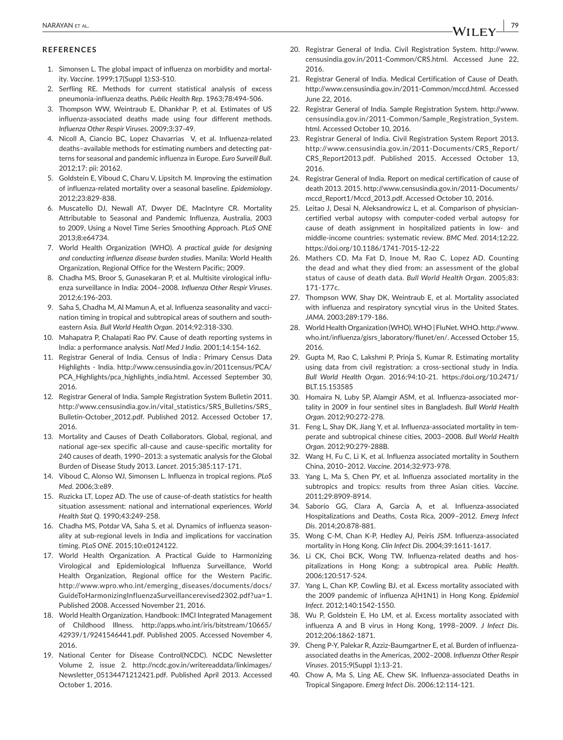## REFERENCES

1. Simonsen L. The global impact of influenza on morbidity and mortality. *Vaccine*. 1999;17(Suppl 1):S3-S10.
2. Serfling RE. Methods for current statistical analysis of excess pneumonia-influenza deaths. *Public Health Rep*. 1963;78:494-506.
3. Thompson WW, Weintraub E, Dhankhar P, et al. Estimates of US influenza-associated deaths made using four different methods. *Influenza Other Respir Viruses*. 2009;3:37-49.
4. Nicoll A, Ciancio BC, Lopez Chavarrias V, et al. Influenza-related deaths–available methods for estimating numbers and detecting patterns for seasonal and pandemic influenza in Europe. *Euro Surveill Bull*. 2012;17: pii: 20162.
5. Goldstein E, Viboud C, Charu V, Lipsitch M. Improving the estimation of influenza-related mortality over a seasonal baseline. *Epidemiology*. 2012;23:829-838.
6. Muscatello DJ, Newall AT, Dwyer DE, MacIntyre CR. Mortality Attributable to Seasonal and Pandemic Influenza, Australia, 2003 to 2009, Using a Novel Time Series Smoothing Approach. *PLoS ONE* 2013;8:e64734.
7. World Health Organization (WHO). *A practical guide for designing and conducting influenza disease burden studies*. Manila: World Health Organization, Regional Office for the Western Pacific; 2009.
8. Chadha MS, Broor S, Gunasekaran P, et al. Multisite virological influenza surveillance in India: 2004–2008. *Influenza Other Respir Viruses*. 2012;6:196-203.
9. Saha S, Chadha M, Al Mamun A, et al. Influenza seasonality and vaccination timing in tropical and subtropical areas of southern and south-eastern Asia. *Bull World Health Organ*. 2014;92:318-330.
10. Mahapatra P, Chalapati Rao PV. Cause of death reporting systems in India: a performance analysis. *Natl Med J India*. 2001;14:154-162.
11. Registrar General of India. Census of India : Primary Census Data Highlights - India. http://www.censusindia.gov.in/2011census/PCA/PCA_Highlights/pca_highlights_india.html. Accessed September 30, 2016.
12. Registrar General of India. Sample Registration System Bulletin 2011. http://www.censusindia.gov.in/vital_statistics/SRS_Bulletins/SRS_Bulletin-October_2012.pdf. Published 2012. Accessed October 17, 2016.
13. Mortality and Causes of Death Collaborators. Global, regional, and national age-sex specific all-cause and cause-specific mortality for 240 causes of death, 1990–2013: a systematic analysis for the Global Burden of Disease Study 2013. *Lancet*. 2015;385:117-171.
14. Viboud C, Alonso WJ, Simonsen L. Influenza in tropical regions. *PLoS Med*. 2006;3:e89.
15. Ruzicka LT, Lopez AD. The use of cause-of-death statistics for health situation assessment: national and international experiences. *World Health Stat Q*. 1990;43:249-258.
16. Chadha MS, Potdar VA, Saha S, et al. Dynamics of influenza seasonality at sub-regional levels in India and implications for vaccination timing. *PLoS ONE*. 2015;10:e0124122.
17. World Health Organization. A Practical Guide to Harmonizing Virological and Epidemiological Influenza Surveillance, World Health Organization, Regional office for the Western Pacific. http://www.wpro.who.int/emerging_diseases/documents/docs/GuideToHarmonizingInfluenzaSurveillancerevised2302.pdf?ua=1. Published 2008. Accessed November 21, 2016.
18. World Health Organization. Handbook: IMCI Integrated Management of Childhood Illness. http://apps.who.int/iris/bitstream/10665/42939/1/9241546441.pdf. Published 2005. Accessed November 4, 2016.
19. National Center for Disease Control(NCDC). NCDC Newsletter Volume 2, issue 2. http://ncdc.gov.in/writereaddata/linkimages/Newsletter_05134471212421.pdf. Published April 2013. Accessed October 1, 2016.
20. Registrar General of India. Civil Registration System. http://www.censusindia.gov.in/2011-Common/CRS.html. Accessed June 22, 2016.
21. Registrar General of India. Medical Certification of Cause of Death. http://www.censusindia.gov.in/2011-Common/mccd.html. Accessed June 22, 2016.
22. Registrar General of India. Sample Registration System. http://www.censusindia.gov.in/2011-Common/Sample_Registration_System.html. Accessed October 10, 2016.
23. Registrar General of India. Civil Registration System Report 2013. http://www.censusindia.gov.in/2011-Documents/CRS_Report/CRS_Report2013.pdf. Published 2015. Accessed October 13, 2016.
24. Registrar General of India. Report on medical certification of cause of death 2013. 2015. http://www.censusindia.gov.in/2011-Documents/mccd_Report1/Mccd_2013.pdf. Accessed October 10, 2016.
25. Leitao J, Desai N, Aleksandrowicz L, et al. Comparison of physician-certified verbal autopsy with computer-coded verbal autopsy for cause of death assignment in hospitalized patients in low- and middle-income countries: systematic review. *BMC Med*. 2014;12:22. https://doi.org/10.1186/1741-7015-12-22
26. Mathers CD, Ma Fat D, Inoue M, Rao C, Lopez AD. Counting the dead and what they died from: an assessment of the global status of cause of death data. *Bull World Health Organ*. 2005;83: 171-177c.
27. Thompson WW, Shay DK, Weintraub E, et al. Mortality associated with influenza and respiratory syncytial virus in the United States. *JAMA*. 2003;289:179-186.
28. World Health Organization (WHO). WHO | FluNet. WHO. http://www.who.int/influenza/gisrs_laboratory/flunet/en/. Accessed October 15, 2016.
29. Gupta M, Rao C, Lakshmi P, Prinja S, Kumar R. Estimating mortality using data from civil registration: a cross-sectional study in India. *Bull World Health Organ*. 2016;94:10-21. https://doi.org/10.2471/BLT.15.153585
30. Homaira N, Luby SP, Alamgir ASM, et al. Influenza-associated mortality in 2009 in four sentinel sites in Bangladesh. *Bull World Health Organ*. 2012;90:272-278.
31. Feng L, Shay DK, Jiang Y, et al. Influenza-associated mortality in temperate and subtropical chinese cities, 2003–2008. *Bull World Health Organ*. 2012;90:279-288B.
32. Wang H, Fu C, Li K, et al. Influenza associated mortality in Southern China, 2010–2012. *Vaccine*. 2014;32:973-978.
33. Yang L, Ma S, Chen PY, et al. Influenza associated mortality in the subtropics and tropics: results from three Asian cities. *Vaccine*. 2011;29:8909-8914.
34. Saborío GG, Clara A, Garcia A, et al. Influenza-associated Hospitalizations and Deaths, Costa Rica, 2009–2012. *Emerg Infect Dis*. 2014;20:878-881.
35. Wong C-M, Chan K-P, Hedley AJ, Peiris JSM. Influenza-associated mortality in Hong Kong. *Clin Infect Dis*. 2004;39:1611-1617.
36. Li CK, Choi BCK, Wong TW. Influenza-related deaths and hospitalizations in Hong Kong: a subtropical area. *Public Health*. 2006;120:517-524.
37. Yang L, Chan KP, Cowling BJ, et al. Excess mortality associated with the 2009 pandemic of influenza A(H1N1) in Hong Kong. *Epidemiol Infect*. 2012;140:1542-1550.
38. Wu P, Goldstein E, Ho LM, et al. Excess mortality associated with influenza A and B virus in Hong Kong, 1998–2009. *J Infect Dis*. 2012;206:1862-1871.
39. Cheng P-Y, Palekar R, Azziz-Baumgartner E, et al. Burden of influenza-associated deaths in the Americas, 2002–2008. *Influenza Other Respir Viruses*. 2015;9(Suppl 1):13-21.
40. Chow A, Ma S, Ling AE, Chew SK. Influenza-associated Deaths in Tropical Singapore. *Emerg Infect Dis*. 2006;12:114-121.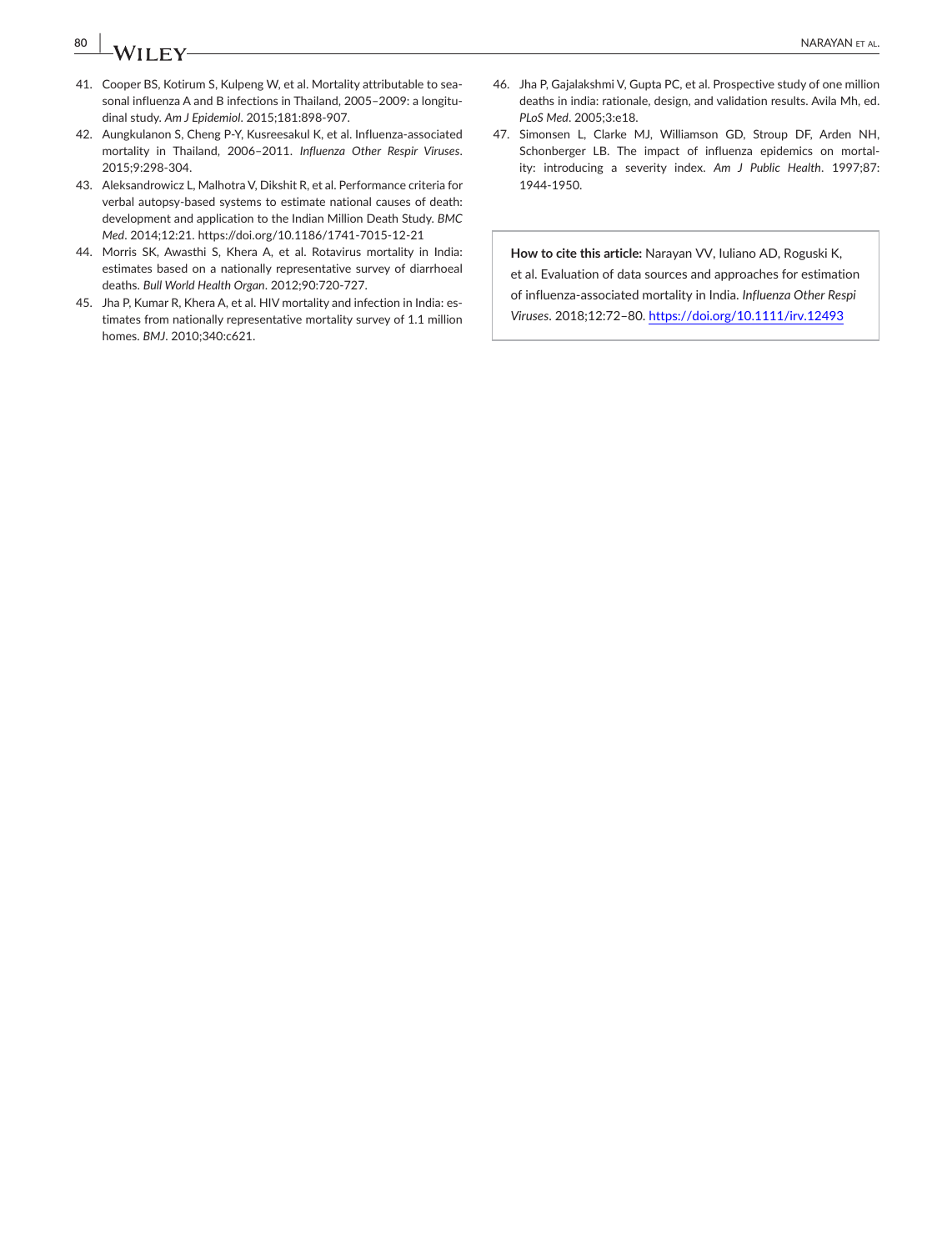41. Cooper BS, Kotirum S, Kulpeng W, et al. Mortality attributable to seasonal influenza A and B infections in Thailand, 2005–2009: a longitudinal study. *Am J Epidemiol*. 2015;181:898-907.
42. Aungkulanon S, Cheng P-Y, Kusreesakul K, et al. Influenza-associated mortality in Thailand, 2006–2011. *Influenza Other Respir Viruses*. 2015;9:298-304.
43. Aleksandrowicz L, Malhotra V, Dikshit R, et al. Performance criteria for verbal autopsy-based systems to estimate national causes of death: development and application to the Indian Million Death Study. *BMC Med*. 2014;12:21. https://doi.org/10.1186/1741-7015-12-21
44. Morris SK, Awasthi S, Khera A, et al. Rotavirus mortality in India: estimates based on a nationally representative survey of diarrhoeal deaths. *Bull World Health Organ*. 2012;90:720-727.
45. Jha P, Kumar R, Khera A, et al. HIV mortality and infection in India: estimates from nationally representative mortality survey of 1.1 million homes. *BMJ*. 2010;340:c621.
46. Jha P, Gajalakshmi V, Gupta PC, et al. Prospective study of one million deaths in india: rationale, design, and validation results. Avila Mh, ed. *PLoS Med*. 2005;3:e18.
47. Simonsen L, Clarke MJ, Williamson GD, Stroup DF, Arden NH, Schonberger LB. The impact of influenza epidemics on mortality: introducing a severity index. *Am J Public Health*. 1997;87:1944-1950.

**How to cite this article:** Narayan VV, Iuliano AD, Roguski K, et al. Evaluation of data sources and approaches for estimation of influenza-associated mortality in India. *Influenza Other Respi Viruses*. 2018;12:72–80. https://doi.org/10.1111/irv.12493